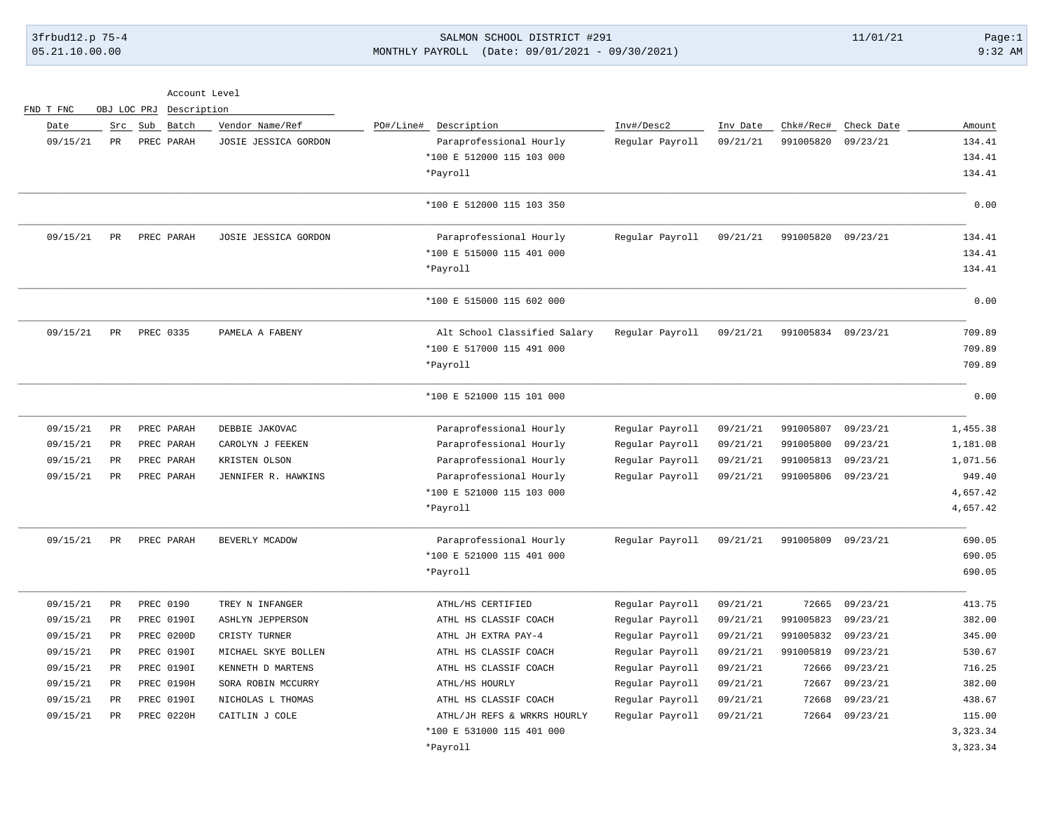3frbud12.p 75-4 SALMON SCHOOL DISTRICT #291 11/01/21
05.21.10.00.00 MONTHLY PAYROLL (Date: 09/01/2021 - 09/30/2021) 9:32 AM

| FND T FNC | OBJ LOC PRJ | Account Level Description | | | | | | | | | |
|---|---|---|---|---|---|---|---|---|---|---|---|
| Date | Src | Sub | Batch | Vendor Name/Ref | PO#/Line# | Description | Inv#/Desc2 | Inv Date | Chk#/Rec# | Check Date | Amount |
| 09/15/21 | PR | PREC | PARAH | JOSIE JESSICA GORDON | | Paraprofessional Hourly | Regular Payroll | 09/21/21 | 991005820 | 09/23/21 | 134.41 |
| | | | | | | *100 E 512000 115 103 000 | | | | | 134.41 |
| | | | | | | *Payroll | | | | | 134.41 |
| | | | | | | *100 E 512000 115 103 350 | | | | | 0.00 |
| 09/15/21 | PR | PREC | PARAH | JOSIE JESSICA GORDON | | Paraprofessional Hourly | Regular Payroll | 09/21/21 | 991005820 | 09/23/21 | 134.41 |
| | | | | | | *100 E 515000 115 401 000 | | | | | 134.41 |
| | | | | | | *Payroll | | | | | 134.41 |
| | | | | | | *100 E 515000 115 602 000 | | | | | 0.00 |
| 09/15/21 | PR | PREC | 0335 | PAMELA A FABENY | | Alt School Classified Salary | Regular Payroll | 09/21/21 | 991005834 | 09/23/21 | 709.89 |
| | | | | | | *100 E 517000 115 491 000 | | | | | 709.89 |
| | | | | | | *Payroll | | | | | 709.89 |
| | | | | | | *100 E 521000 115 101 000 | | | | | 0.00 |
| 09/15/21 | PR | PREC | PARAH | DEBBIE JAKOVAC | | Paraprofessional Hourly | Regular Payroll | 09/21/21 | 991005807 | 09/23/21 | 1,455.38 |
| 09/15/21 | PR | PREC | PARAH | CAROLYN J FEEKEN | | Paraprofessional Hourly | Regular Payroll | 09/21/21 | 991005800 | 09/23/21 | 1,181.08 |
| 09/15/21 | PR | PREC | PARAH | KRISTEN OLSON | | Paraprofessional Hourly | Regular Payroll | 09/21/21 | 991005813 | 09/23/21 | 1,071.56 |
| 09/15/21 | PR | PREC | PARAH | JENNIFER R. HAWKINS | | Paraprofessional Hourly | Regular Payroll | 09/21/21 | 991005806 | 09/23/21 | 949.40 |
| | | | | | | *100 E 521000 115 103 000 | | | | | 4,657.42 |
| | | | | | | *Payroll | | | | | 4,657.42 |
| 09/15/21 | PR | PREC | PARAH | BEVERLY MCADOW | | Paraprofessional Hourly | Regular Payroll | 09/21/21 | 991005809 | 09/23/21 | 690.05 |
| | | | | | | *100 E 521000 115 401 000 | | | | | 690.05 |
| | | | | | | *Payroll | | | | | 690.05 |
| 09/15/21 | PR | PREC | 0190 | TREY N INFANGER | | ATHL/HS CERTIFIED | Regular Payroll | 09/21/21 | 72665 | 09/23/21 | 413.75 |
| 09/15/21 | PR | PREC | 0190I | ASHLYN JEPPERSON | | ATHL HS CLASSIF COACH | Regular Payroll | 09/21/21 | 991005823 | 09/23/21 | 382.00 |
| 09/15/21 | PR | PREC | 0200D | CRISTY TURNER | | ATHL JH EXTRA PAY-4 | Regular Payroll | 09/21/21 | 991005832 | 09/23/21 | 345.00 |
| 09/15/21 | PR | PREC | 0190I | MICHAEL SKYE BOLLEN | | ATHL HS CLASSIF COACH | Regular Payroll | 09/21/21 | 991005819 | 09/23/21 | 530.67 |
| 09/15/21 | PR | PREC | 0190I | KENNETH D MARTENS | | ATHL HS CLASSIF COACH | Regular Payroll | 09/21/21 | 72666 | 09/23/21 | 716.25 |
| 09/15/21 | PR | PREC | 0190H | SORA ROBIN MCCURRY | | ATHL/HS HOURLY | Regular Payroll | 09/21/21 | 72667 | 09/23/21 | 382.00 |
| 09/15/21 | PR | PREC | 0190I | NICHOLAS L THOMAS | | ATHL HS CLASSIF COACH | Regular Payroll | 09/21/21 | 72668 | 09/23/21 | 438.67 |
| 09/15/21 | PR | PREC | 0220H | CAITLIN J COLE | | ATHL/JH REFS & WRKRS HOURLY | Regular Payroll | 09/21/21 | 72664 | 09/23/21 | 115.00 |
| | | | | | | *100 E 531000 115 401 000 | | | | | 3,323.34 |
| | | | | | | *Payroll | | | | | 3,323.34 |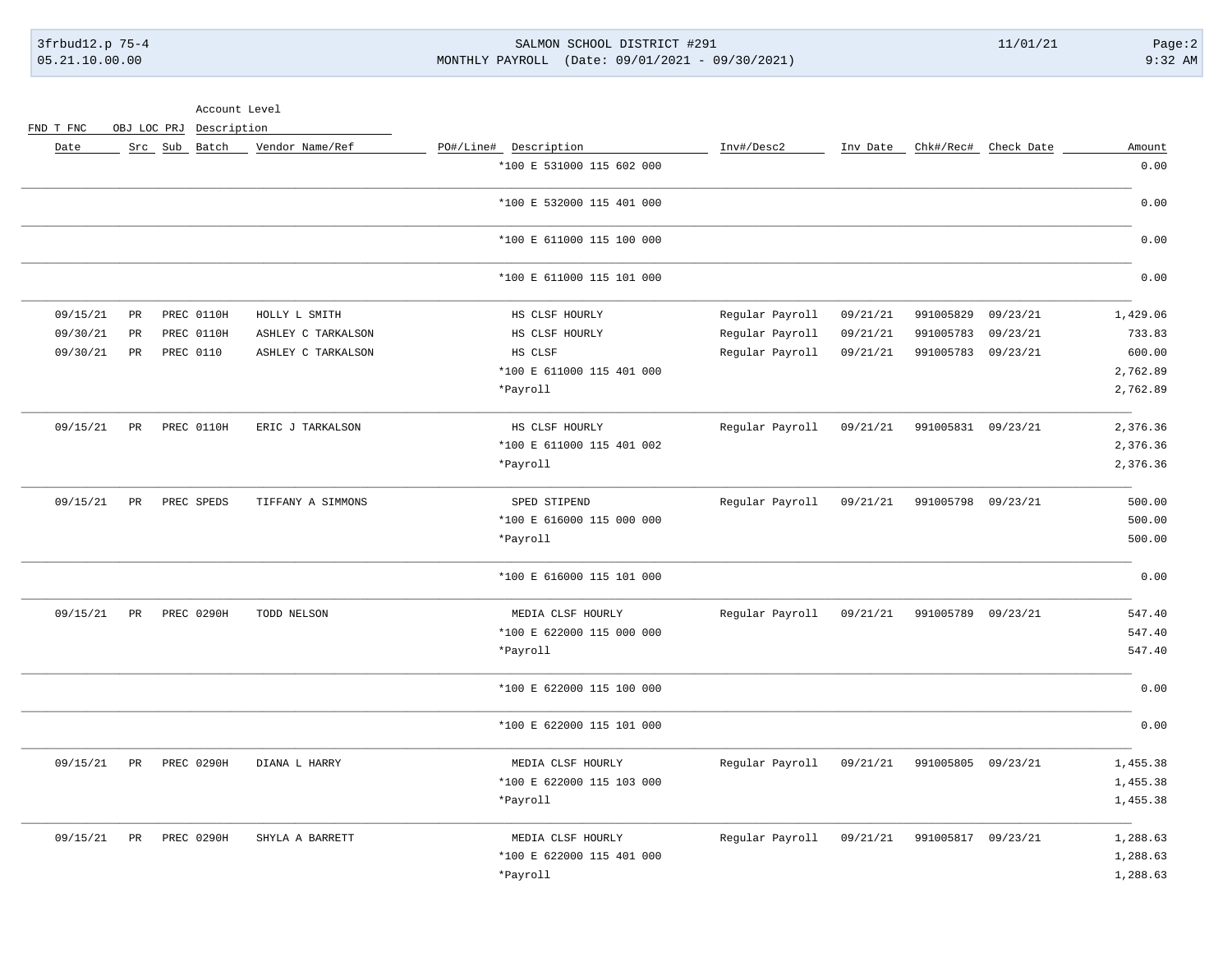| Date | Src | Sub | Batch | Vendor Name/Ref | PO#/Line# | Description | Inv#/Desc2 | Inv Date | Chk#/Rec# | Check Date | Amount |
|---|---|---|---|---|---|---|---|---|---|---|---|
| | | | | | | *100 E 531000 115 602 000 | | | | | 0.00 |
| | | | | | | *100 E 532000 115 401 000 | | | | | 0.00 |
| | | | | | | *100 E 611000 115 100 000 | | | | | 0.00 |
| | | | | | | *100 E 611000 115 101 000 | | | | | 0.00 |
| 09/15/21 | PR | PREC | 0110H | HOLLY L SMITH | | HS CLSF HOURLY | Regular Payroll | 09/21/21 | 991005829 | 09/23/21 | 1,429.06 |
| 09/30/21 | PR | PREC | 0110H | ASHLEY C TARKALSON | | HS CLSF HOURLY | Regular Payroll | 09/21/21 | 991005783 | 09/23/21 | 733.83 |
| 09/30/21 | PR | PREC | 0110 | ASHLEY C TARKALSON | | HS CLSF | Regular Payroll | 09/21/21 | 991005783 | 09/23/21 | 600.00 |
| | | | | | | *100 E 611000 115 401 000 | | | | | 2,762.89 |
| | | | | | | *Payroll | | | | | 2,762.89 |
| 09/15/21 | PR | PREC | 0110H | ERIC J TARKALSON | | HS CLSF HOURLY | Regular Payroll | 09/21/21 | 991005831 | 09/23/21 | 2,376.36 |
| | | | | | | *100 E 611000 115 401 002 | | | | | 2,376.36 |
| | | | | | | *Payroll | | | | | 2,376.36 |
| 09/15/21 | PR | PREC | SPEDS | TIFFANY A SIMMONS | | SPED STIPEND | Regular Payroll | 09/21/21 | 991005798 | 09/23/21 | 500.00 |
| | | | | | | *100 E 616000 115 000 000 | | | | | 500.00 |
| | | | | | | *Payroll | | | | | 500.00 |
| | | | | | | *100 E 616000 115 101 000 | | | | | 0.00 |
| 09/15/21 | PR | PREC | 0290H | TODD NELSON | | MEDIA CLSF HOURLY | Regular Payroll | 09/21/21 | 991005789 | 09/23/21 | 547.40 |
| | | | | | | *100 E 622000 115 000 000 | | | | | 547.40 |
| | | | | | | *Payroll | | | | | 547.40 |
| | | | | | | *100 E 622000 115 100 000 | | | | | 0.00 |
| | | | | | | *100 E 622000 115 101 000 | | | | | 0.00 |
| 09/15/21 | PR | PREC | 0290H | DIANA L HARRY | | MEDIA CLSF HOURLY | Regular Payroll | 09/21/21 | 991005805 | 09/23/21 | 1,455.38 |
| | | | | | | *100 E 622000 115 103 000 | | | | | 1,455.38 |
| | | | | | | *Payroll | | | | | 1,455.38 |
| 09/15/21 | PR | PREC | 0290H | SHYLA A BARRETT | | MEDIA CLSF HOURLY | Regular Payroll | 09/21/21 | 991005817 | 09/23/21 | 1,288.63 |
| | | | | | | *100 E 622000 115 401 000 | | | | | 1,288.63 |
| | | | | | | *Payroll | | | | | 1,288.63 |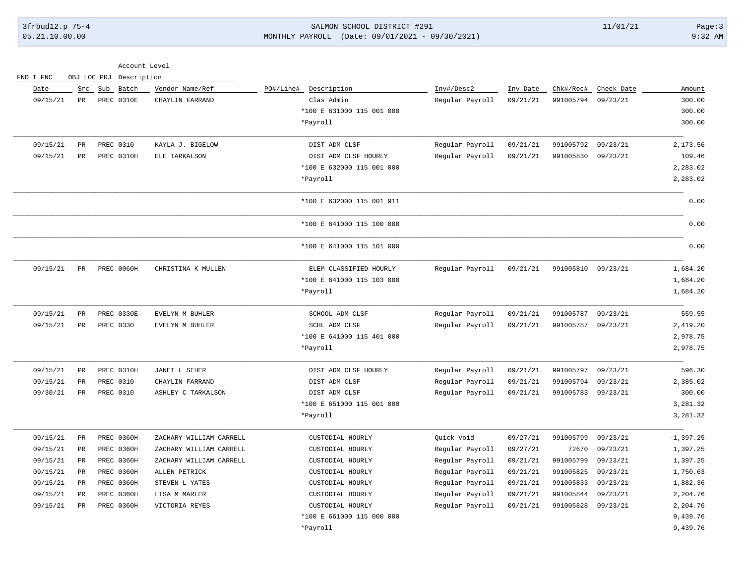| Date | Src | Sub | Batch | Vendor Name/Ref | PO#/Line# | Description | Inv#/Desc2 | Inv Date | Chk#/Rec# | Check Date | Amount |
|---|---|---|---|---|---|---|---|---|---|---|---|
| 09/15/21 | PR | PREC | 0310E | CHAYLIN FARRAND | | Clas Admin | Regular Payroll | 09/21/21 | 991005794 | 09/23/21 | 300.00 |
| | | | | | | *100 E 631000 115 001 000 | | | | | 300.00 |
| | | | | | | *Payroll | | | | | 300.00 |
| 09/15/21 | PR | PREC | 0310 | KAYLA J. BIGELOW | | DIST ADM CLSF | Regular Payroll | 09/21/21 | 991005792 | 09/23/21 | 2,173.56 |
| 09/15/21 | PR | PREC | 0310H | ELE TARKALSON | | DIST ADM CLSF HOURLY | Regular Payroll | 09/21/21 | 991005830 | 09/23/21 | 109.46 |
| | | | | | | *100 E 632000 115 001 000 | | | | | 2,283.02 |
| | | | | | | *Payroll | | | | | 2,283.02 |
| | | | | | | *100 E 632000 115 001 911 | | | | | 0.00 |
| | | | | | | *100 E 641000 115 100 000 | | | | | 0.00 |
| | | | | | | *100 E 641000 115 101 000 | | | | | 0.00 |
| 09/15/21 | PR | PREC | 0060H | CHRISTINA K MULLEN | | ELEM CLASSIFIED HOURLY | Regular Payroll | 09/21/21 | 991005810 | 09/23/21 | 1,684.20 |
| | | | | | | *100 E 641000 115 103 000 | | | | | 1,684.20 |
| | | | | | | *Payroll | | | | | 1,684.20 |
| 09/15/21 | PR | PREC | 0330E | EVELYN M BUHLER | | SCHOOL ADM CLSF | Regular Payroll | 09/21/21 | 991005787 | 09/23/21 | 559.55 |
| 09/15/21 | PR | PREC | 0330 | EVELYN M BUHLER | | SCHL ADM CLSF | Regular Payroll | 09/21/21 | 991005787 | 09/23/21 | 2,419.20 |
| | | | | | | *100 E 641000 115 401 000 | | | | | 2,978.75 |
| | | | | | | *Payroll | | | | | 2,978.75 |
| 09/15/21 | PR | PREC | 0310H | JANET L SEHER | | DIST ADM CLSF HOURLY | Regular Payroll | 09/21/21 | 991005797 | 09/23/21 | 596.30 |
| 09/15/21 | PR | PREC | 0310 | CHAYLIN FARRAND | | DIST ADM CLSF | Regular Payroll | 09/21/21 | 991005794 | 09/23/21 | 2,385.02 |
| 09/30/21 | PR | PREC | 0310 | ASHLEY C TARKALSON | | DIST ADM CLSF | Regular Payroll | 09/21/21 | 991005783 | 09/23/21 | 300.00 |
| | | | | | | *100 E 651000 115 001 000 | | | | | 3,281.32 |
| | | | | | | *Payroll | | | | | 3,281.32 |
| 09/15/21 | PR | PREC | 0360H | ZACHARY WILLIAM CARRELL | | CUSTODIAL HOURLY | Quick Void | 09/27/21 | 991005799 | 09/23/21 | -1,397.25 |
| 09/15/21 | PR | PREC | 0360H | ZACHARY WILLIAM CARRELL | | CUSTODIAL HOURLY | Regular Payroll | 09/27/21 | 72670 | 09/23/21 | 1,397.25 |
| 09/15/21 | PR | PREC | 0360H | ZACHARY WILLIAM CARRELL | | CUSTODIAL HOURLY | Regular Payroll | 09/21/21 | 991005799 | 09/23/21 | 1,397.25 |
| 09/15/21 | PR | PREC | 0360H | ALLEN PETRICK | | CUSTODIAL HOURLY | Regular Payroll | 09/21/21 | 991005825 | 09/23/21 | 1,750.63 |
| 09/15/21 | PR | PREC | 0360H | STEVEN L YATES | | CUSTODIAL HOURLY | Regular Payroll | 09/21/21 | 991005833 | 09/23/21 | 1,882.36 |
| 09/15/21 | PR | PREC | 0360H | LISA M MARLER | | CUSTODIAL HOURLY | Regular Payroll | 09/21/21 | 991005844 | 09/23/21 | 2,204.76 |
| 09/15/21 | PR | PREC | 0360H | VICTORIA REYES | | CUSTODIAL HOURLY | Regular Payroll | 09/21/21 | 991005828 | 09/23/21 | 2,204.76 |
| | | | | | | *100 E 661000 115 000 000 | | | | | 9,439.76 |
| | | | | | | *Payroll | | | | | 9,439.76 |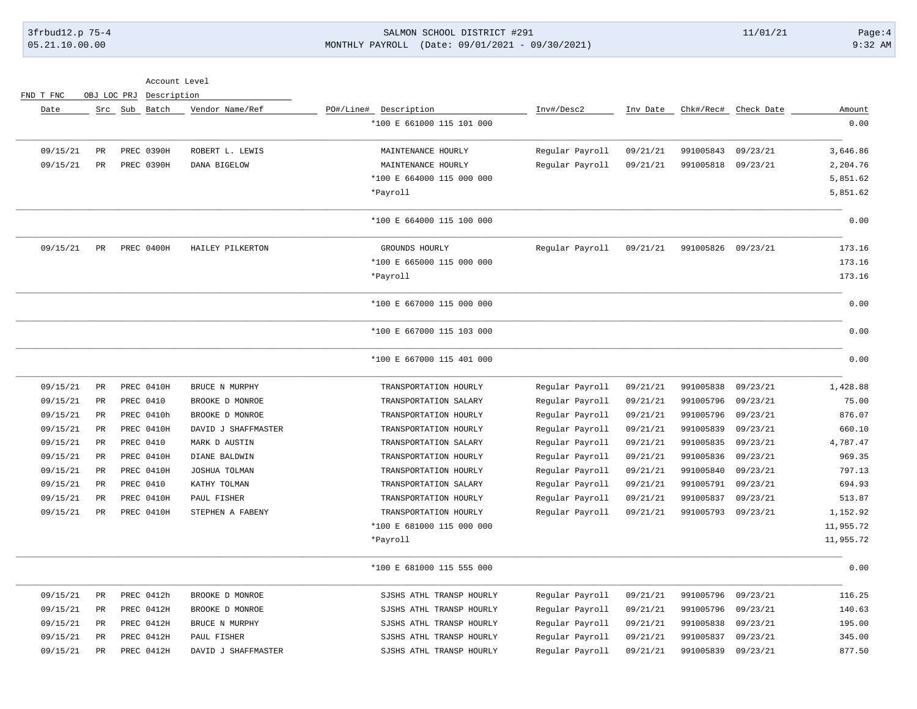| Date | Src | Sub | Batch | Vendor Name/Ref | PO#/Line# | Description | Inv#/Desc2 | Inv Date | Chk#/Rec# | Check Date | Amount |
|---|---|---|---|---|---|---|---|---|---|---|---|
| | | | | | | *100 E 661000 115 101 000 | | | | | 0.00 |
| 09/15/21 | PR | PREC | 0390H | ROBERT L. LEWIS | | MAINTENANCE HOURLY | Regular Payroll | 09/21/21 | 991005843 | 09/23/21 | 3,646.86 |
| 09/15/21 | PR | PREC | 0390H | DANA BIGELOW | | MAINTENANCE HOURLY | Regular Payroll | 09/21/21 | 991005818 | 09/23/21 | 2,204.76 |
| | | | | | | *100 E 664000 115 000 000 | | | | | 5,851.62 |
| | | | | | | *Payroll | | | | | 5,851.62 |
| | | | | | | *100 E 664000 115 100 000 | | | | | 0.00 |
| 09/15/21 | PR | PREC | 0400H | HAILEY PILKERTON | | GROUNDS HOURLY | Regular Payroll | 09/21/21 | 991005826 | 09/23/21 | 173.16 |
| | | | | | | *100 E 665000 115 000 000 | | | | | 173.16 |
| | | | | | | *Payroll | | | | | 173.16 |
| | | | | | | *100 E 667000 115 000 000 | | | | | 0.00 |
| | | | | | | *100 E 667000 115 103 000 | | | | | 0.00 |
| | | | | | | *100 E 667000 115 401 000 | | | | | 0.00 |
| 09/15/21 | PR | PREC | 0410H | BRUCE N MURPHY | | TRANSPORTATION HOURLY | Regular Payroll | 09/21/21 | 991005838 | 09/23/21 | 1,428.88 |
| 09/15/21 | PR | PREC | 0410 | BROOKE D MONROE | | TRANSPORTATION SALARY | Regular Payroll | 09/21/21 | 991005796 | 09/23/21 | 75.00 |
| 09/15/21 | PR | PREC | 0410h | BROOKE D MONROE | | TRANSPORTATION HOURLY | Regular Payroll | 09/21/21 | 991005796 | 09/23/21 | 876.07 |
| 09/15/21 | PR | PREC | 0410H | DAVID J SHAFFMASTER | | TRANSPORTATION HOURLY | Regular Payroll | 09/21/21 | 991005839 | 09/23/21 | 660.10 |
| 09/15/21 | PR | PREC | 0410 | MARK D AUSTIN | | TRANSPORTATION SALARY | Regular Payroll | 09/21/21 | 991005835 | 09/23/21 | 4,787.47 |
| 09/15/21 | PR | PREC | 0410H | DIANE BALDWIN | | TRANSPORTATION HOURLY | Regular Payroll | 09/21/21 | 991005836 | 09/23/21 | 969.35 |
| 09/15/21 | PR | PREC | 0410H | JOSHUA TOLMAN | | TRANSPORTATION HOURLY | Regular Payroll | 09/21/21 | 991005840 | 09/23/21 | 797.13 |
| 09/15/21 | PR | PREC | 0410 | KATHY TOLMAN | | TRANSPORTATION SALARY | Regular Payroll | 09/21/21 | 991005791 | 09/23/21 | 694.93 |
| 09/15/21 | PR | PREC | 0410H | PAUL FISHER | | TRANSPORTATION HOURLY | Regular Payroll | 09/21/21 | 991005837 | 09/23/21 | 513.87 |
| 09/15/21 | PR | PREC | 0410H | STEPHEN A FABENY | | TRANSPORTATION HOURLY | Regular Payroll | 09/21/21 | 991005793 | 09/23/21 | 1,152.92 |
| | | | | | | *100 E 681000 115 000 000 | | | | | 11,955.72 |
| | | | | | | *Payroll | | | | | 11,955.72 |
| | | | | | | *100 E 681000 115 555 000 | | | | | 0.00 |
| 09/15/21 | PR | PREC | 0412h | BROOKE D MONROE | | SJSHS ATHL TRANSP HOURLY | Regular Payroll | 09/21/21 | 991005796 | 09/23/21 | 116.25 |
| 09/15/21 | PR | PREC | 0412H | BROOKE D MONROE | | SJSHS ATHL TRANSP HOURLY | Regular Payroll | 09/21/21 | 991005796 | 09/23/21 | 140.63 |
| 09/15/21 | PR | PREC | 0412H | BRUCE N MURPHY | | SJSHS ATHL TRANSP HOURLY | Regular Payroll | 09/21/21 | 991005838 | 09/23/21 | 195.00 |
| 09/15/21 | PR | PREC | 0412H | PAUL FISHER | | SJSHS ATHL TRANSP HOURLY | Regular Payroll | 09/21/21 | 991005837 | 09/23/21 | 345.00 |
| 09/15/21 | PR | PREC | 0412H | DAVID J SHAFFMASTER | | SJSHS ATHL TRANSP HOURLY | Regular Payroll | 09/21/21 | 991005839 | 09/23/21 | 877.50 |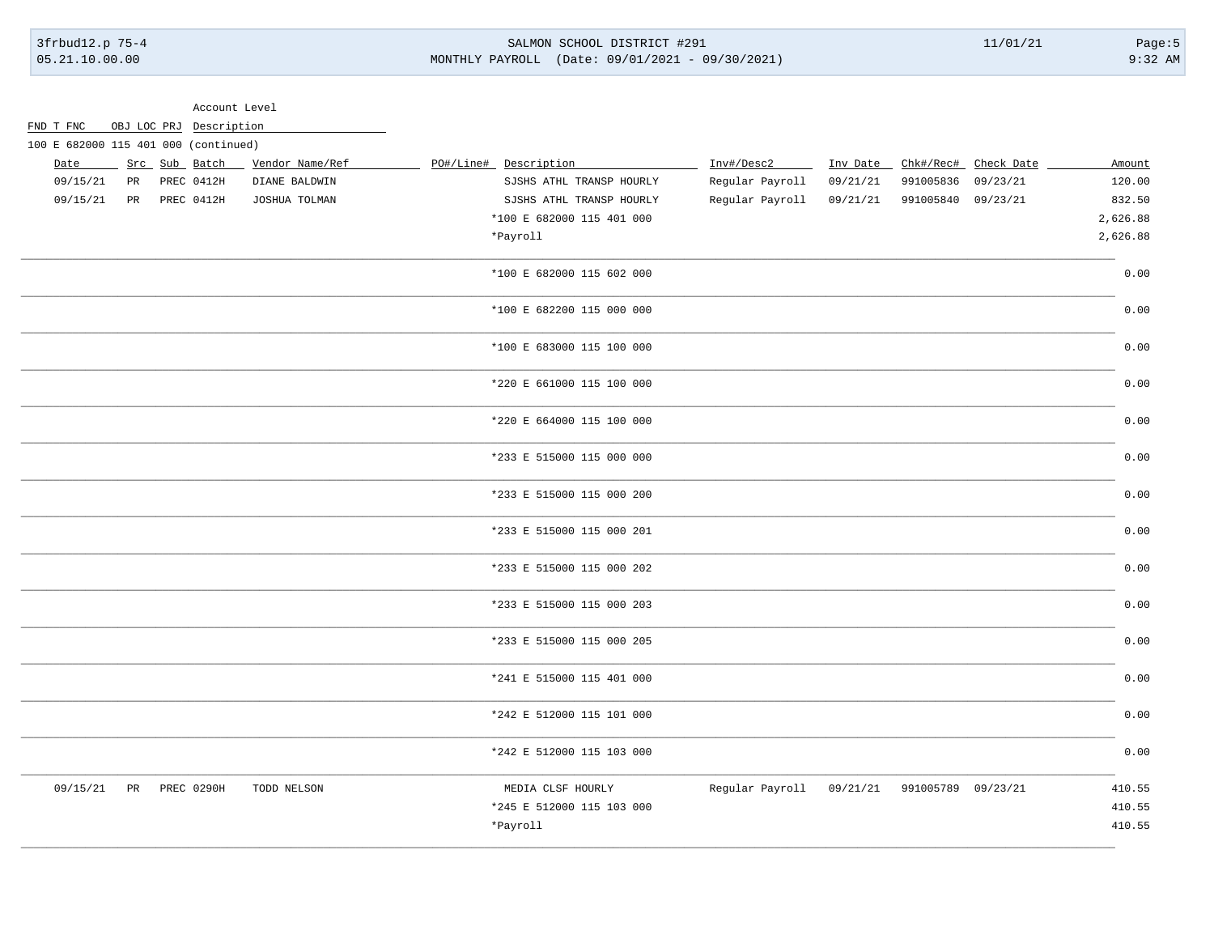Account Level

| FND T FNC | OBJ LOC PRJ | Description |
|---|---|---|

100 E 682000 115 401 000 (continued)

| Date | Src | Sub | Batch | Vendor Name/Ref | PO#/Line# | Description | Inv#/Desc2 | Inv Date | Chk#/Rec# | Check Date | Amount |
|---|---|---|---|---|---|---|---|---|---|---|---|
| 09/15/21 | PR | PREC | 0412H | DIANE BALDWIN | | SJSHS ATHL TRANSP HOURLY | Regular Payroll | 09/21/21 | 991005836 | 09/23/21 | 120.00 |
| 09/15/21 | PR | PREC | 0412H | JOSHUA TOLMAN | | SJSHS ATHL TRANSP HOURLY | Regular Payroll | 09/21/21 | 991005840 | 09/23/21 | 832.50 |
| | | | | | | *100 E 682000 115 401 000 | | | | | 2,626.88 |
| | | | | | | *Payroll | | | | | 2,626.88 |
| | | | | | | *100 E 682000 115 602 000 | | | | | 0.00 |
| | | | | | | *100 E 682200 115 000 000 | | | | | 0.00 |
| | | | | | | *100 E 683000 115 100 000 | | | | | 0.00 |
| | | | | | | *220 E 661000 115 100 000 | | | | | 0.00 |
| | | | | | | *220 E 664000 115 100 000 | | | | | 0.00 |
| | | | | | | *233 E 515000 115 000 000 | | | | | 0.00 |
| | | | | | | *233 E 515000 115 000 200 | | | | | 0.00 |
| | | | | | | *233 E 515000 115 000 201 | | | | | 0.00 |
| | | | | | | *233 E 515000 115 000 202 | | | | | 0.00 |
| | | | | | | *233 E 515000 115 000 203 | | | | | 0.00 |
| | | | | | | *233 E 515000 115 000 205 | | | | | 0.00 |
| | | | | | | *241 E 515000 115 401 000 | | | | | 0.00 |
| | | | | | | *242 E 512000 115 101 000 | | | | | 0.00 |
| | | | | | | *242 E 512000 115 103 000 | | | | | 0.00 |
| 09/15/21 | PR | PREC | 0290H | TODD NELSON | | MEDIA CLSF HOURLY | Regular Payroll | 09/21/21 | 991005789 | 09/23/21 | 410.55 |
| | | | | | | *245 E 512000 115 103 000 | | | | | 410.55 |
| | | | | | | *Payroll | | | | | 410.55 |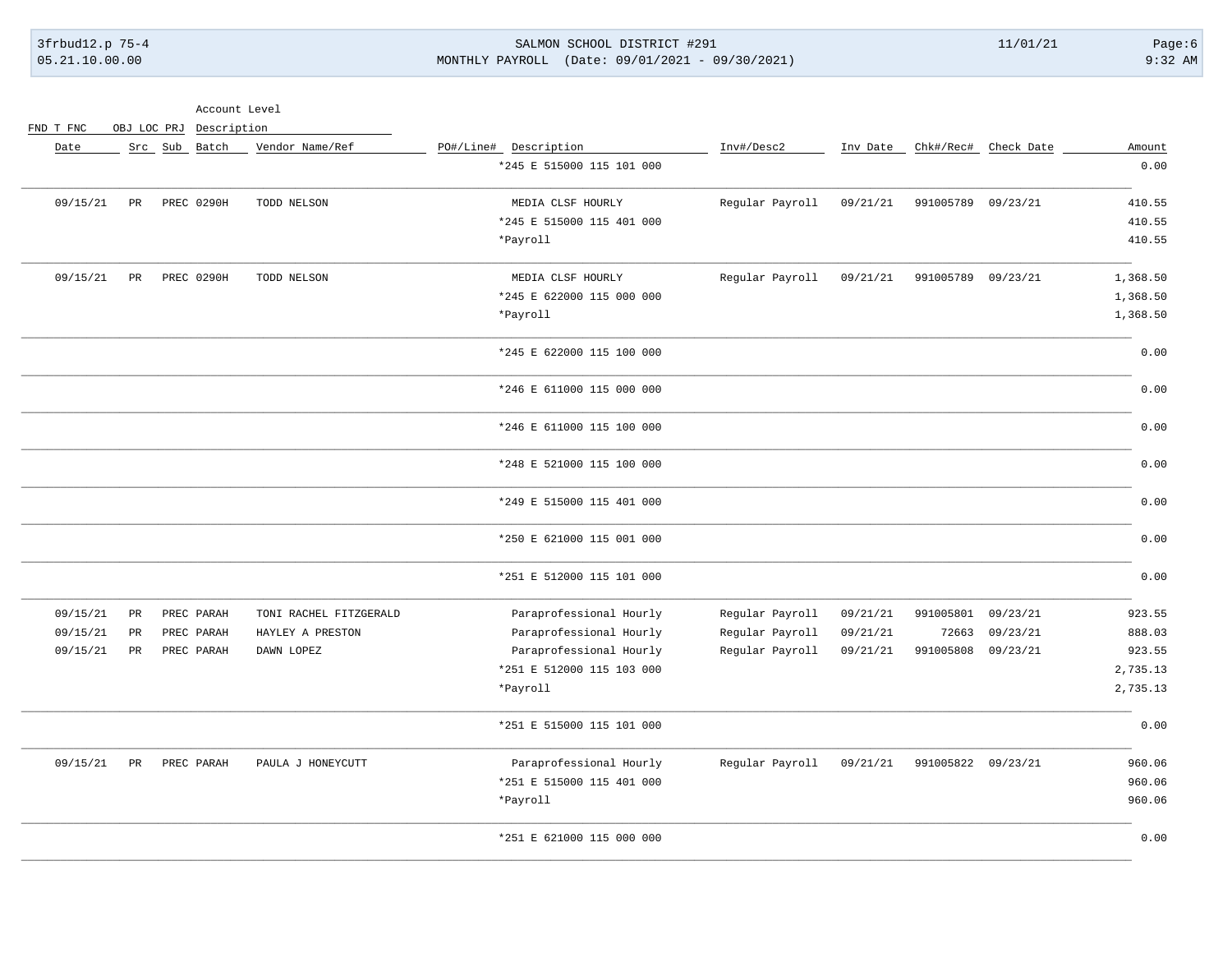| Date | Src | Sub | Batch | Vendor Name/Ref | PO#/Line# | Description | Inv#/Desc2 | Inv Date | Chk#/Rec# | Check Date | Amount |
|---|---|---|---|---|---|---|---|---|---|---|---|
| | | | | | | *245 E 515000 115 101 000 | | | | | 0.00 |
| 09/15/21 | PR | PREC | 0290H | TODD NELSON | | MEDIA CLSF HOURLY | Regular Payroll | 09/21/21 | 991005789 | 09/23/21 | 410.55 |
| | | | | | | *245 E 515000 115 401 000 | | | | | 410.55 |
| | | | | | | *Payroll | | | | | 410.55 |
| 09/15/21 | PR | PREC | 0290H | TODD NELSON | | MEDIA CLSF HOURLY | Regular Payroll | 09/21/21 | 991005789 | 09/23/21 | 1,368.50 |
| | | | | | | *245 E 622000 115 000 000 | | | | | 1,368.50 |
| | | | | | | *Payroll | | | | | 1,368.50 |
| | | | | | | *245 E 622000 115 100 000 | | | | | 0.00 |
| | | | | | | *246 E 611000 115 000 000 | | | | | 0.00 |
| | | | | | | *246 E 611000 115 100 000 | | | | | 0.00 |
| | | | | | | *248 E 521000 115 100 000 | | | | | 0.00 |
| | | | | | | *249 E 515000 115 401 000 | | | | | 0.00 |
| | | | | | | *250 E 621000 115 001 000 | | | | | 0.00 |
| | | | | | | *251 E 512000 115 101 000 | | | | | 0.00 |
| 09/15/21 | PR | PREC | PARAH | TONI RACHEL FITZGERALD | | Paraprofessional Hourly | Regular Payroll | 09/21/21 | 991005801 | 09/23/21 | 923.55 |
| 09/15/21 | PR | PREC | PARAH | HAYLEY A PRESTON | | Paraprofessional Hourly | Regular Payroll | 09/21/21 | 72663 | 09/23/21 | 888.03 |
| 09/15/21 | PR | PREC | PARAH | DAWN LOPEZ | | Paraprofessional Hourly | Regular Payroll | 09/21/21 | 991005808 | 09/23/21 | 923.55 |
| | | | | | | *251 E 512000 115 103 000 | | | | | 2,735.13 |
| | | | | | | *Payroll | | | | | 2,735.13 |
| | | | | | | *251 E 515000 115 101 000 | | | | | 0.00 |
| 09/15/21 | PR | PREC | PARAH | PAULA J HONEYCUTT | | Paraprofessional Hourly | Regular Payroll | 09/21/21 | 991005822 | 09/23/21 | 960.06 |
| | | | | | | *251 E 515000 115 401 000 | | | | | 960.06 |
| | | | | | | *Payroll | | | | | 960.06 |
| | | | | | | *251 E 621000 115 000 000 | | | | | 0.00 |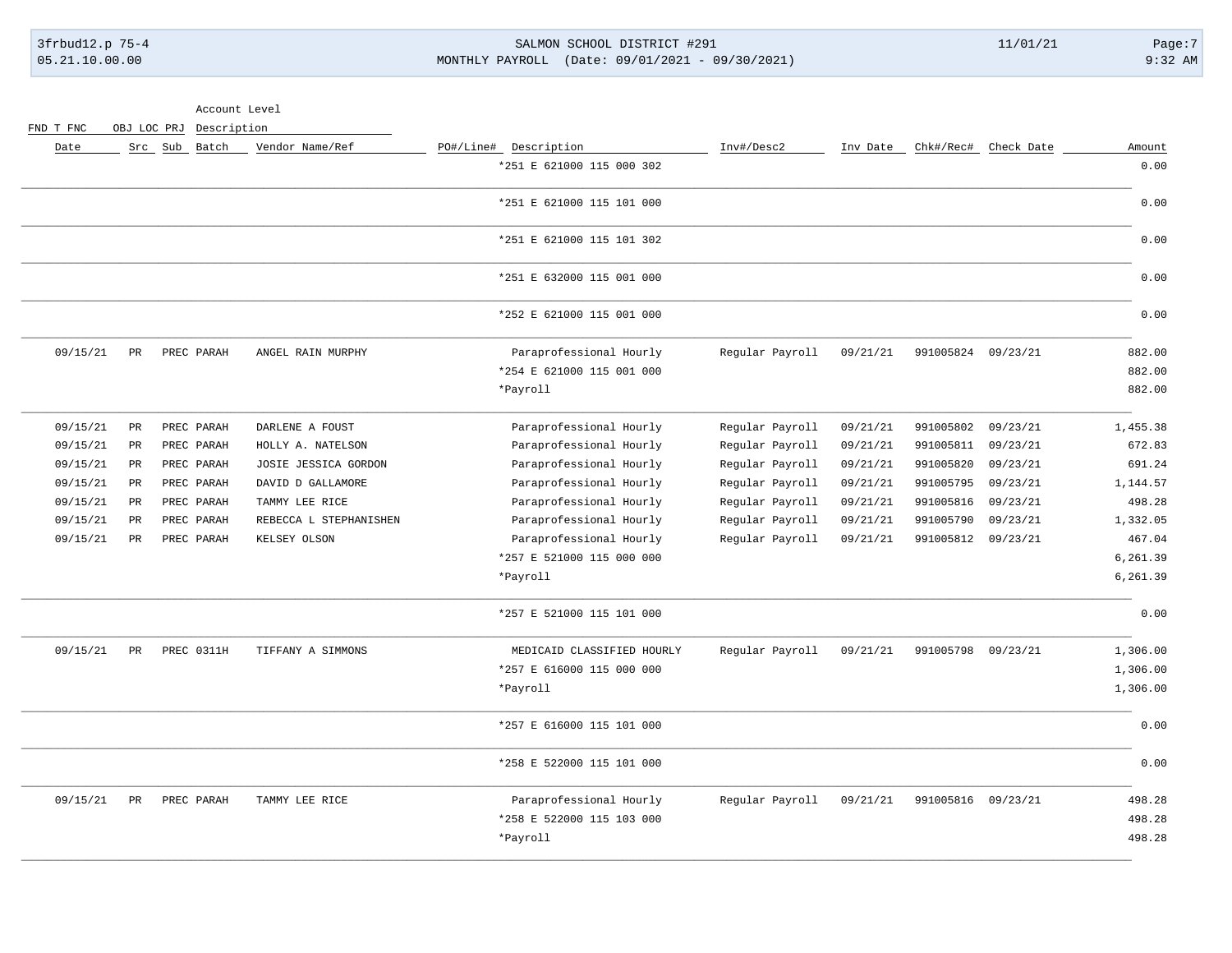| Date | Src | Sub | Batch | Vendor Name/Ref | PO#/Line# | Description | Inv#/Desc2 | Inv Date | Chk#/Rec# | Check Date | Amount |
|---|---|---|---|---|---|---|---|---|---|---|---|
| | | | | | | *251 E 621000 115 000 302 | | | | | 0.00 |
| | | | | | | *251 E 621000 115 101 000 | | | | | 0.00 |
| | | | | | | *251 E 621000 115 101 302 | | | | | 0.00 |
| | | | | | | *251 E 632000 115 001 000 | | | | | 0.00 |
| | | | | | | *252 E 621000 115 001 000 | | | | | 0.00 |
| 09/15/21 | PR | | PREC PARAH | ANGEL RAIN MURPHY | | Paraprofessional Hourly | Regular Payroll | 09/21/21 | 991005824 | 09/23/21 | 882.00 |
| | | | | | | *254 E 621000 115 001 000 | | | | | 882.00 |
| | | | | | | *Payroll | | | | | 882.00 |
| 09/15/21 | PR | | PREC PARAH | DARLENE A FOUST | | Paraprofessional Hourly | Regular Payroll | 09/21/21 | 991005802 | 09/23/21 | 1,455.38 |
| 09/15/21 | PR | | PREC PARAH | HOLLY A. NATELSON | | Paraprofessional Hourly | Regular Payroll | 09/21/21 | 991005811 | 09/23/21 | 672.83 |
| 09/15/21 | PR | | PREC PARAH | JOSIE JESSICA GORDON | | Paraprofessional Hourly | Regular Payroll | 09/21/21 | 991005820 | 09/23/21 | 691.24 |
| 09/15/21 | PR | | PREC PARAH | DAVID D GALLAMORE | | Paraprofessional Hourly | Regular Payroll | 09/21/21 | 991005795 | 09/23/21 | 1,144.57 |
| 09/15/21 | PR | | PREC PARAH | TAMMY LEE RICE | | Paraprofessional Hourly | Regular Payroll | 09/21/21 | 991005816 | 09/23/21 | 498.28 |
| 09/15/21 | PR | | PREC PARAH | REBECCA L STEPHANISHEN | | Paraprofessional Hourly | Regular Payroll | 09/21/21 | 991005790 | 09/23/21 | 1,332.05 |
| 09/15/21 | PR | | PREC PARAH | KELSEY OLSON | | Paraprofessional Hourly | Regular Payroll | 09/21/21 | 991005812 | 09/23/21 | 467.04 |
| | | | | | | *257 E 521000 115 000 000 | | | | | 6,261.39 |
| | | | | | | *Payroll | | | | | 6,261.39 |
| | | | | | | *257 E 521000 115 101 000 | | | | | 0.00 |
| 09/15/21 | PR | | PREC 0311H | TIFFANY A SIMMONS | | MEDICAID CLASSIFIED HOURLY | Regular Payroll | 09/21/21 | 991005798 | 09/23/21 | 1,306.00 |
| | | | | | | *257 E 616000 115 000 000 | | | | | 1,306.00 |
| | | | | | | *Payroll | | | | | 1,306.00 |
| | | | | | | *257 E 616000 115 101 000 | | | | | 0.00 |
| | | | | | | *258 E 522000 115 101 000 | | | | | 0.00 |
| 09/15/21 | PR | | PREC PARAH | TAMMY LEE RICE | | Paraprofessional Hourly | Regular Payroll | 09/21/21 | 991005816 | 09/23/21 | 498.28 |
| | | | | | | *258 E 522000 115 103 000 | | | | | 498.28 |
| | | | | | | *Payroll | | | | | 498.28 |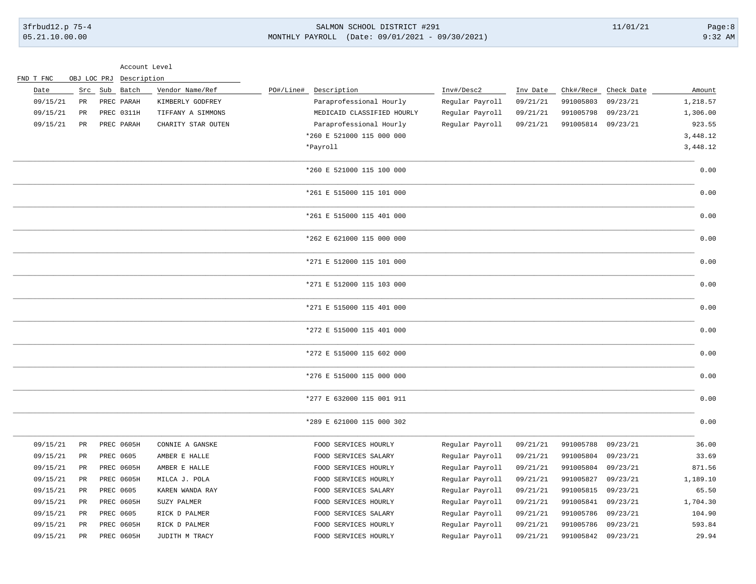| Date | Src | Sub | Batch | Vendor Name/Ref | PO#/Line# | Description | Inv#/Desc2 | Inv Date | Chk#/Rec# | Check Date | Amount |
|---|---|---|---|---|---|---|---|---|---|---|---|
| 09/15/21 | PR | PREC | PARAH | KIMBERLY GODFREY | | Paraprofessional Hourly | Regular Payroll | 09/21/21 | 991005803 | 09/23/21 | 1,218.57 |
| 09/15/21 | PR | PREC | 0311H | TIFFANY A SIMMONS | | MEDICAID CLASSIFIED HOURLY | Regular Payroll | 09/21/21 | 991005798 | 09/23/21 | 1,306.00 |
| 09/15/21 | PR | PREC | PARAH | CHARITY STAR OUTEN | | Paraprofessional Hourly | Regular Payroll | 09/21/21 | 991005814 | 09/23/21 | 923.55 |
| | | | | | | *260 E 521000 115 000 000 | | | | | 3,448.12 |
| | | | | | | *Payroll | | | | | 3,448.12 |
| | | | | | | *260 E 521000 115 100 000 | | | | | 0.00 |
| | | | | | | *261 E 515000 115 101 000 | | | | | 0.00 |
| | | | | | | *261 E 515000 115 401 000 | | | | | 0.00 |
| | | | | | | *262 E 621000 115 000 000 | | | | | 0.00 |
| | | | | | | *271 E 512000 115 101 000 | | | | | 0.00 |
| | | | | | | *271 E 512000 115 103 000 | | | | | 0.00 |
| | | | | | | *271 E 515000 115 401 000 | | | | | 0.00 |
| | | | | | | *272 E 515000 115 401 000 | | | | | 0.00 |
| | | | | | | *272 E 515000 115 602 000 | | | | | 0.00 |
| | | | | | | *276 E 515000 115 000 000 | | | | | 0.00 |
| | | | | | | *277 E 632000 115 001 911 | | | | | 0.00 |
| | | | | | | *289 E 621000 115 000 302 | | | | | 0.00 |
| 09/15/21 | PR | PREC | 0605H | CONNIE A GANSKE | | FOOD SERVICES HOURLY | Regular Payroll | 09/21/21 | 991005788 | 09/23/21 | 36.00 |
| 09/15/21 | PR | PREC | 0605 | AMBER E HALLE | | FOOD SERVICES SALARY | Regular Payroll | 09/21/21 | 991005804 | 09/23/21 | 33.69 |
| 09/15/21 | PR | PREC | 0605H | AMBER E HALLE | | FOOD SERVICES HOURLY | Regular Payroll | 09/21/21 | 991005804 | 09/23/21 | 871.56 |
| 09/15/21 | PR | PREC | 0605H | MILCA J. POLA | | FOOD SERVICES HOURLY | Regular Payroll | 09/21/21 | 991005827 | 09/23/21 | 1,189.10 |
| 09/15/21 | PR | PREC | 0605 | KAREN WANDA RAY | | FOOD SERVICES SALARY | Regular Payroll | 09/21/21 | 991005815 | 09/23/21 | 65.50 |
| 09/15/21 | PR | PREC | 0605H | SUZY PALMER | | FOOD SERVICES HOURLY | Regular Payroll | 09/21/21 | 991005841 | 09/23/21 | 1,704.30 |
| 09/15/21 | PR | PREC | 0605 | RICK D PALMER | | FOOD SERVICES SALARY | Regular Payroll | 09/21/21 | 991005786 | 09/23/21 | 104.90 |
| 09/15/21 | PR | PREC | 0605H | RICK D PALMER | | FOOD SERVICES HOURLY | Regular Payroll | 09/21/21 | 991005786 | 09/23/21 | 593.84 |
| 09/15/21 | PR | PREC | 0605H | JUDITH M TRACY | | FOOD SERVICES HOURLY | Regular Payroll | 09/21/21 | 991005842 | 09/23/21 | 29.94 |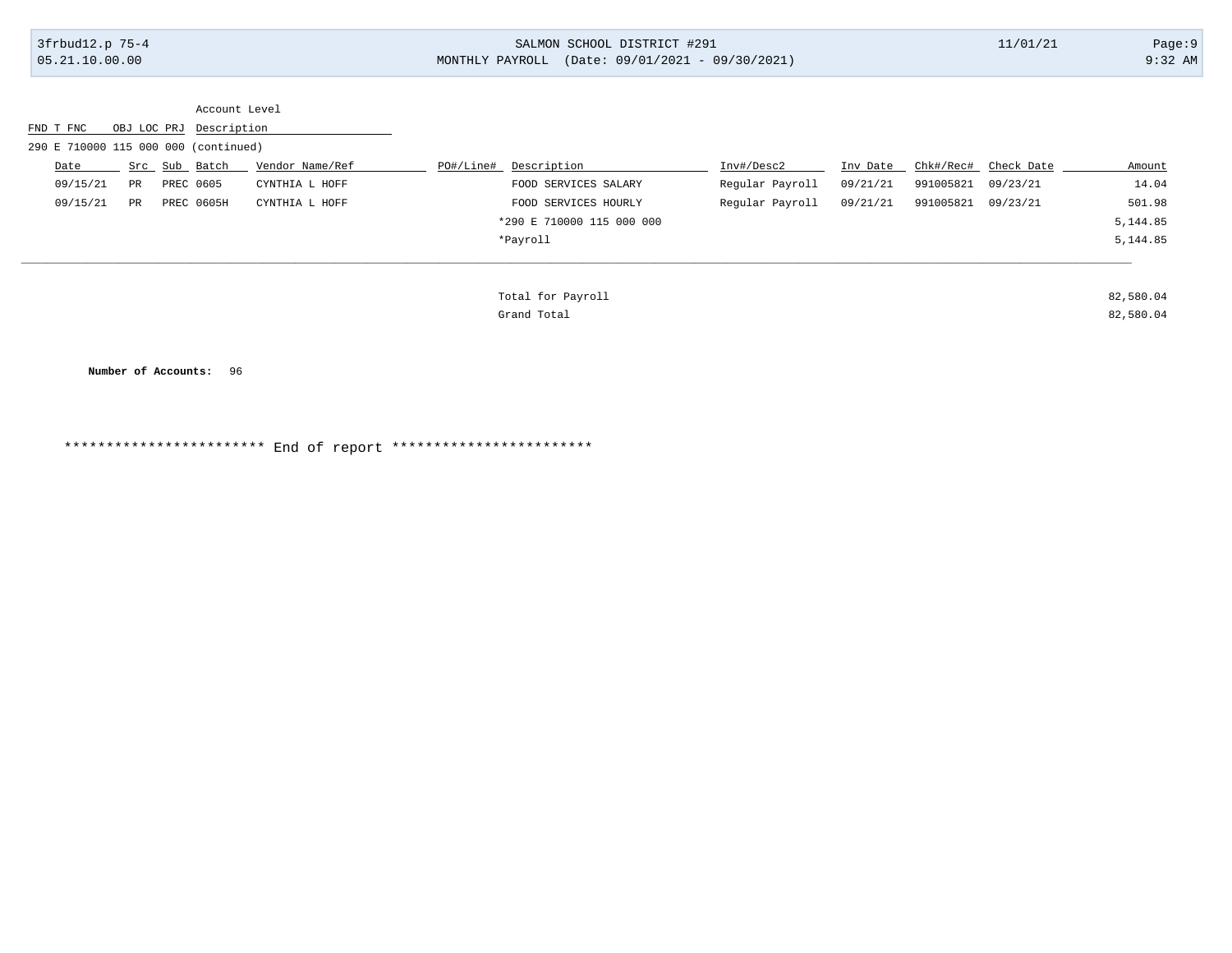| FND T FNC | OBJ LOC PRJ | Account Level Description |
|---|---|---|
| 290 E 710000 | 115 000 000 | (continued) |

| Date | Src | Sub | Batch | Vendor Name/Ref | PO#/Line# | Description | Inv#/Desc2 | Inv Date | Chk#/Rec# | Check Date | Amount |
|---|---|---|---|---|---|---|---|---|---|---|---|
| 09/15/21 | PR | PREC | 0605 | CYNTHIA L HOFF | | FOOD SERVICES SALARY | Regular Payroll | 09/21/21 | 991005821 | 09/23/21 | 14.04 |
| 09/15/21 | PR | PREC | 0605H | CYNTHIA L HOFF | | FOOD SERVICES HOURLY | Regular Payroll | 09/21/21 | 991005821 | 09/23/21 | 501.98 |
| | | | | | | *290 E 710000 115 000 000 | | | | | 5,144.85 |
| | | | | | | *Payroll | | | | | 5,144.85 |

| | |
|---|---|
| Total for Payroll | 82,580.04 |
| Grand Total | 82,580.04 |

**Number of Accounts:** 96

************************ End of report ************************